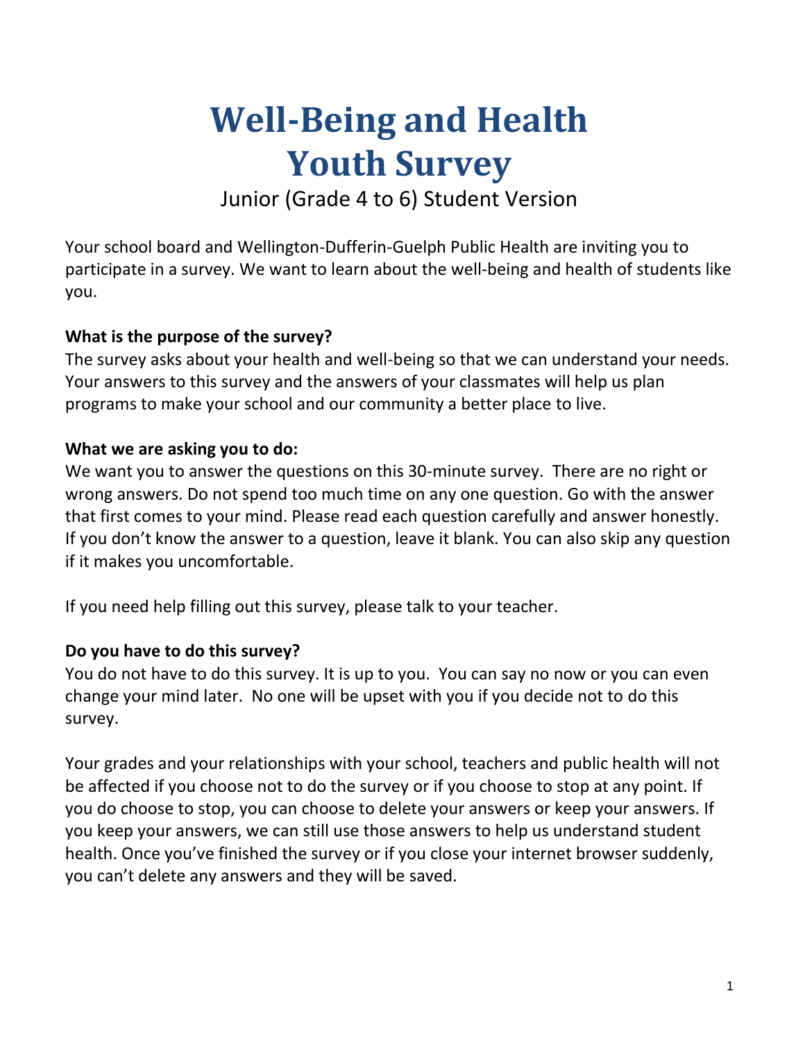# Well-Being and Health Youth Survey

Junior (Grade 4 to 6) Student Version

Your school board and Wellington-Dufferin-Guelph Public Health are inviting you to participate in a survey. We want to learn about the well-being and health of students like you.

**What is the purpose of the survey?**

The survey asks about your health and well-being so that we can understand your needs. Your answers to this survey and the answers of your classmates will help us plan programs to make your school and our community a better place to live.

**What we are asking you to do:**

We want you to answer the questions on this 30-minute survey. There are no right or wrong answers. Do not spend too much time on any one question. Go with the answer that first comes to your mind. Please read each question carefully and answer honestly. If you don't know the answer to a question, leave it blank. You can also skip any question if it makes you uncomfortable.

If you need help filling out this survey, please talk to your teacher.

**Do you have to do this survey?**

You do not have to do this survey. It is up to you. You can say no now or you can even change your mind later. No one will be upset with you if you decide not to do this survey.

Your grades and your relationships with your school, teachers and public health will not be affected if you choose not to do the survey or if you choose to stop at any point. If you do choose to stop, you can choose to delete your answers or keep your answers. If you keep your answers, we can still use those answers to help us understand student health. Once you've finished the survey or if you close your internet browser suddenly, you can't delete any answers and they will be saved.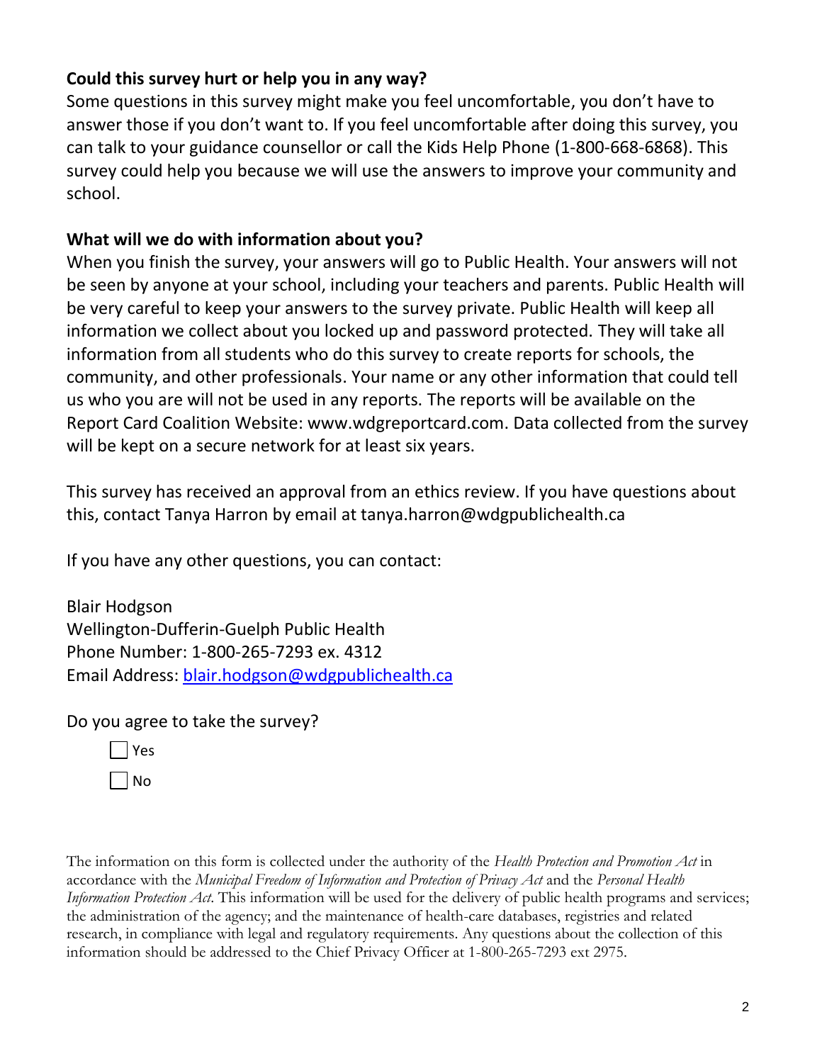**Could this survey hurt or help you in any way?**

Some questions in this survey might make you feel uncomfortable, you don't have to answer those if you don't want to. If you feel uncomfortable after doing this survey, you can talk to your guidance counsellor or call the Kids Help Phone (1-800-668-6868). This survey could help you because we will use the answers to improve your community and school.

**What will we do with information about you?**

When you finish the survey, your answers will go to Public Health. Your answers will not be seen by anyone at your school, including your teachers and parents. Public Health will be very careful to keep your answers to the survey private. Public Health will keep all information we collect about you locked up and password protected. They will take all information from all students who do this survey to create reports for schools, the community, and other professionals. Your name or any other information that could tell us who you are will not be used in any reports. The reports will be available on the Report Card Coalition Website: www.wdgreportcard.com. Data collected from the survey will be kept on a secure network for at least six years.

This survey has received an approval from an ethics review. If you have questions about this, contact Tanya Harron by email at tanya.harron@wdgpublichealth.ca

If you have any other questions, you can contact:

Blair Hodgson
Wellington-Dufferin-Guelph Public Health
Phone Number: 1-800-265-7293 ex. 4312
Email Address: blair.hodgson@wdgpublichealth.ca

Do you agree to take the survey?

- ☐ Yes
- ☐ No

The information on this form is collected under the authority of the *Health Protection and Promotion Act* in accordance with the *Municipal Freedom of Information and Protection of Privacy Act* and the *Personal Health Information Protection Act*. This information will be used for the delivery of public health programs and services; the administration of the agency; and the maintenance of health-care databases, registries and related research, in compliance with legal and regulatory requirements. Any questions about the collection of this information should be addressed to the Chief Privacy Officer at 1-800-265-7293 ext 2975.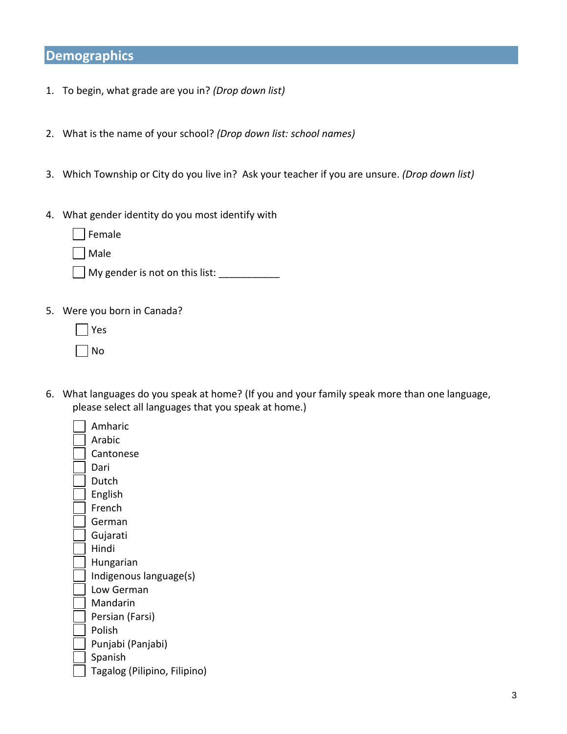## Demographics

1. To begin, what grade are you in? *(Drop down list)*

2. What is the name of your school? *(Drop down list: school names)*

3. Which Township or City do you live in? Ask your teacher if you are unsure. *(Drop down list)*

4. What gender identity do you most identify with
   - ☐ Female
   - ☐ Male
   - ☐ My gender is not on this list: ___________

5. Were you born in Canada?
   - ☐ Yes
   - ☐ No

6. What languages do you speak at home? (If you and your family speak more than one language, please select all languages that you speak at home.)
   - ☐ Amharic
   - ☐ Arabic
   - ☐ Cantonese
   - ☐ Dari
   - ☐ Dutch
   - ☐ English
   - ☐ French
   - ☐ German
   - ☐ Gujarati
   - ☐ Hindi
   - ☐ Hungarian
   - ☐ Indigenous language(s)
   - ☐ Low German
   - ☐ Mandarin
   - ☐ Persian (Farsi)
   - ☐ Polish
   - ☐ Punjabi (Panjabi)
   - ☐ Spanish
   - ☐ Tagalog (Pilipino, Filipino)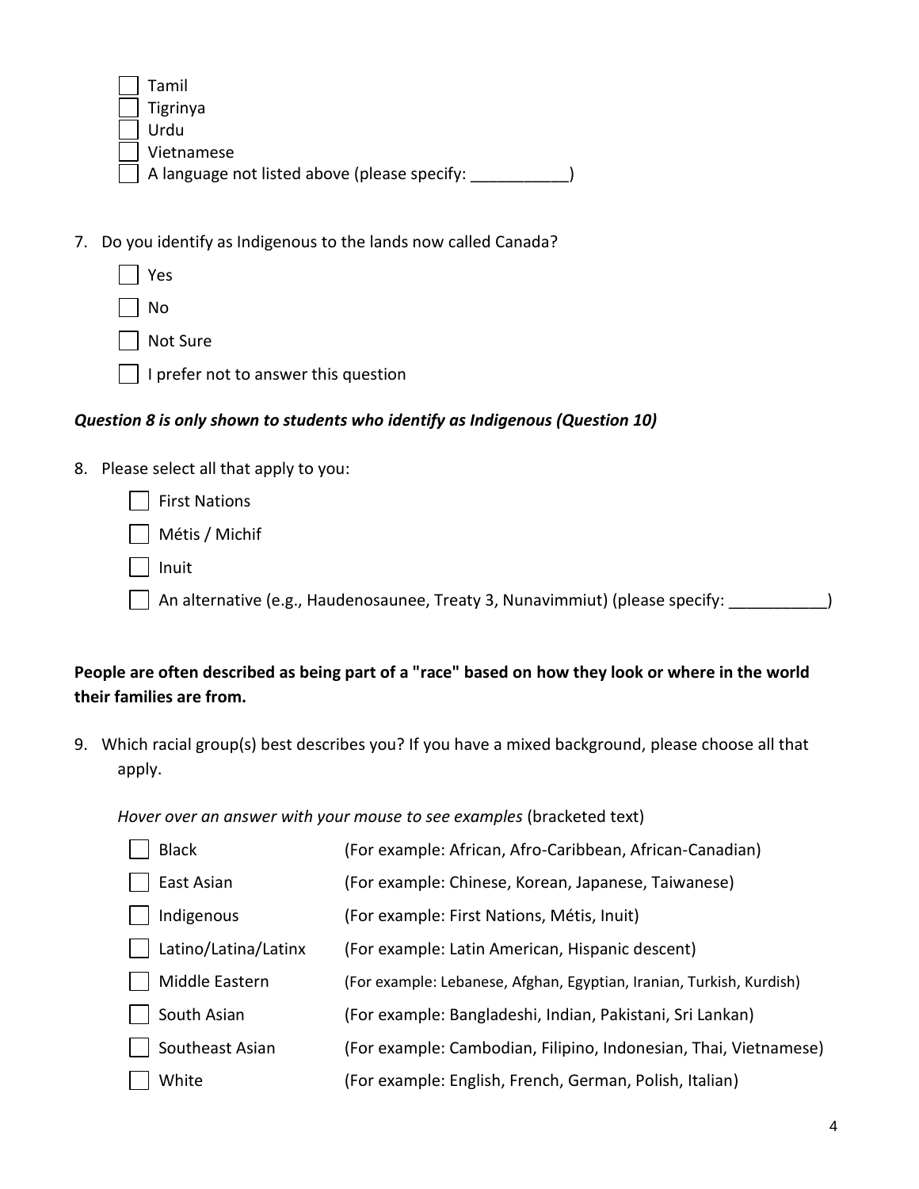- [ ] Tamil
- [ ] Tigrinya
- [ ] Urdu
- [ ] Vietnamese
- [ ] A language not listed above (please specify: ___________)

7. Do you identify as Indigenous to the lands now called Canada?

- [ ] Yes
- [ ] No
- [ ] Not Sure
- [ ] I prefer not to answer this question

***Question 8 is only shown to students who identify as Indigenous (Question 10)***

8. Please select all that apply to you:

- [ ] First Nations
- [ ] Métis / Michif
- [ ] Inuit
- [ ] An alternative (e.g., Haudenosaunee, Treaty 3, Nunavimmiut) (please specify: ___________)

**People are often described as being part of a "race" based on how they look or where in the world their families are from.**

9. Which racial group(s) best describes you? If you have a mixed background, please choose all that apply.

*Hover over an answer with your mouse to see examples* (bracketed text)

- [ ] Black (For example: African, Afro-Caribbean, African-Canadian)
- [ ] East Asian (For example: Chinese, Korean, Japanese, Taiwanese)
- [ ] Indigenous (For example: First Nations, Métis, Inuit)
- [ ] Latino/Latina/Latinx (For example: Latin American, Hispanic descent)
- [ ] Middle Eastern (For example: Lebanese, Afghan, Egyptian, Iranian, Turkish, Kurdish)
- [ ] South Asian (For example: Bangladeshi, Indian, Pakistani, Sri Lankan)
- [ ] Southeast Asian (For example: Cambodian, Filipino, Indonesian, Thai, Vietnamese)
- [ ] White (For example: English, French, German, Polish, Italian)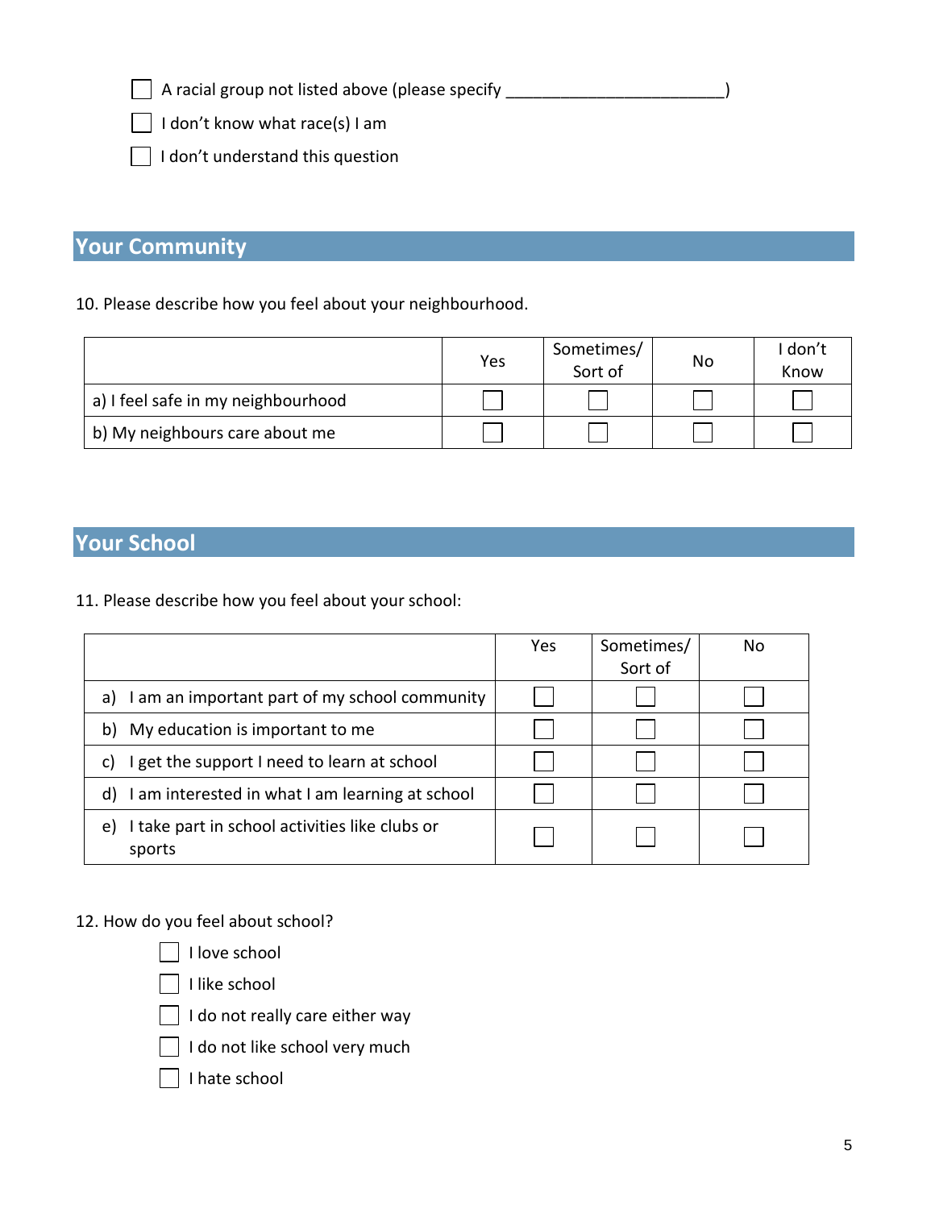- ☐ A racial group not listed above (please specify ________________________)
- ☐ I don’t know what race(s) I am
- ☐ I don’t understand this question

## Your Community

10. Please describe how you feel about your neighbourhood.

| | Yes | Sometimes/ Sort of | No | I don’t Know |
|---|---|---|---|---|
| a) I feel safe in my neighbourhood | ☐ | ☐ | ☐ | ☐ |
| b) My neighbours care about me | ☐ | ☐ | ☐ | ☐ |

## Your School

11. Please describe how you feel about your school:

| | Yes | Sometimes/ Sort of | No |
|---|---|---|---|
| a) I am an important part of my school community | ☐ | ☐ | ☐ |
| b) My education is important to me | ☐ | ☐ | ☐ |
| c) I get the support I need to learn at school | ☐ | ☐ | ☐ |
| d) I am interested in what I am learning at school | ☐ | ☐ | ☐ |
| e) I take part in school activities like clubs or sports | ☐ | ☐ | ☐ |

12. How do you feel about school?

- ☐ I love school
- ☐ I like school
- ☐ I do not really care either way
- ☐ I do not like school very much
- ☐ I hate school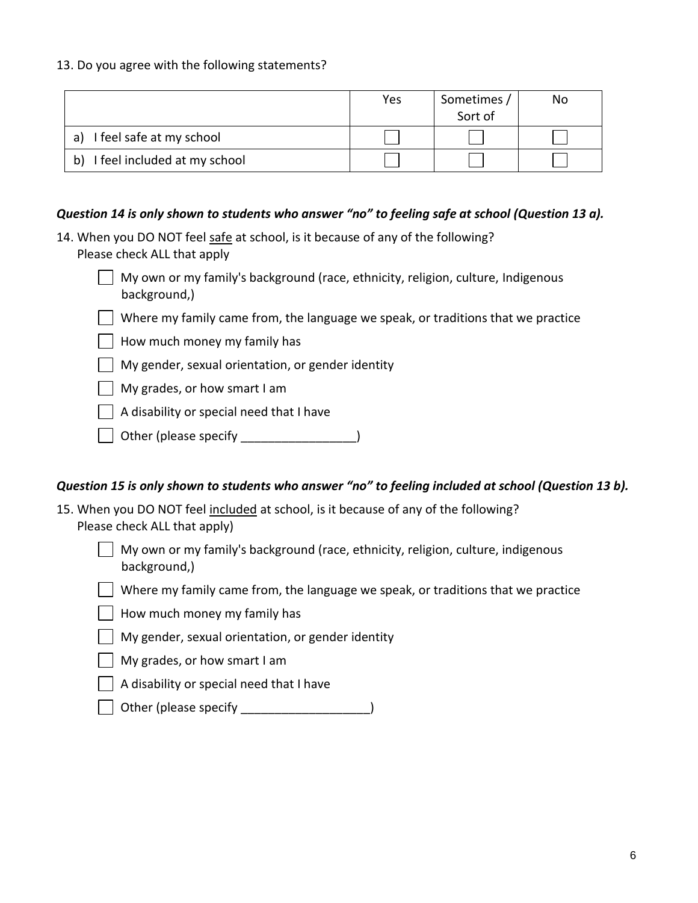13. Do you agree with the following statements?

| | Yes | Sometimes / Sort of | No |
|---|---|---|---|
| a) I feel safe at my school | ☐ | ☐ | ☐ |
| b) I feel included at my school | ☐ | ☐ | ☐ |

***Question 14 is only shown to students who answer "no" to feeling safe at school (Question 13 a).***

14. When you DO NOT feel <u>safe</u> at school, is it because of any of the following?
    Please check ALL that apply

    - ☐ My own or my family's background (race, ethnicity, religion, culture, Indigenous background,)
    - ☐ Where my family came from, the language we speak, or traditions that we practice
    - ☐ How much money my family has
    - ☐ My gender, sexual orientation, or gender identity
    - ☐ My grades, or how smart I am
    - ☐ A disability or special need that I have
    - ☐ Other (please specify _________________)

***Question 15 is only shown to students who answer "no" to feeling included at school (Question 13 b).***

15. When you DO NOT feel <u>included</u> at school, is it because of any of the following?
    Please check ALL that apply)

    - ☐ My own or my family's background (race, ethnicity, religion, culture, indigenous background,)
    - ☐ Where my family came from, the language we speak, or traditions that we practice
    - ☐ How much money my family has
    - ☐ My gender, sexual orientation, or gender identity
    - ☐ My grades, or how smart I am
    - ☐ A disability or special need that I have
    - ☐ Other (please specify ___________________)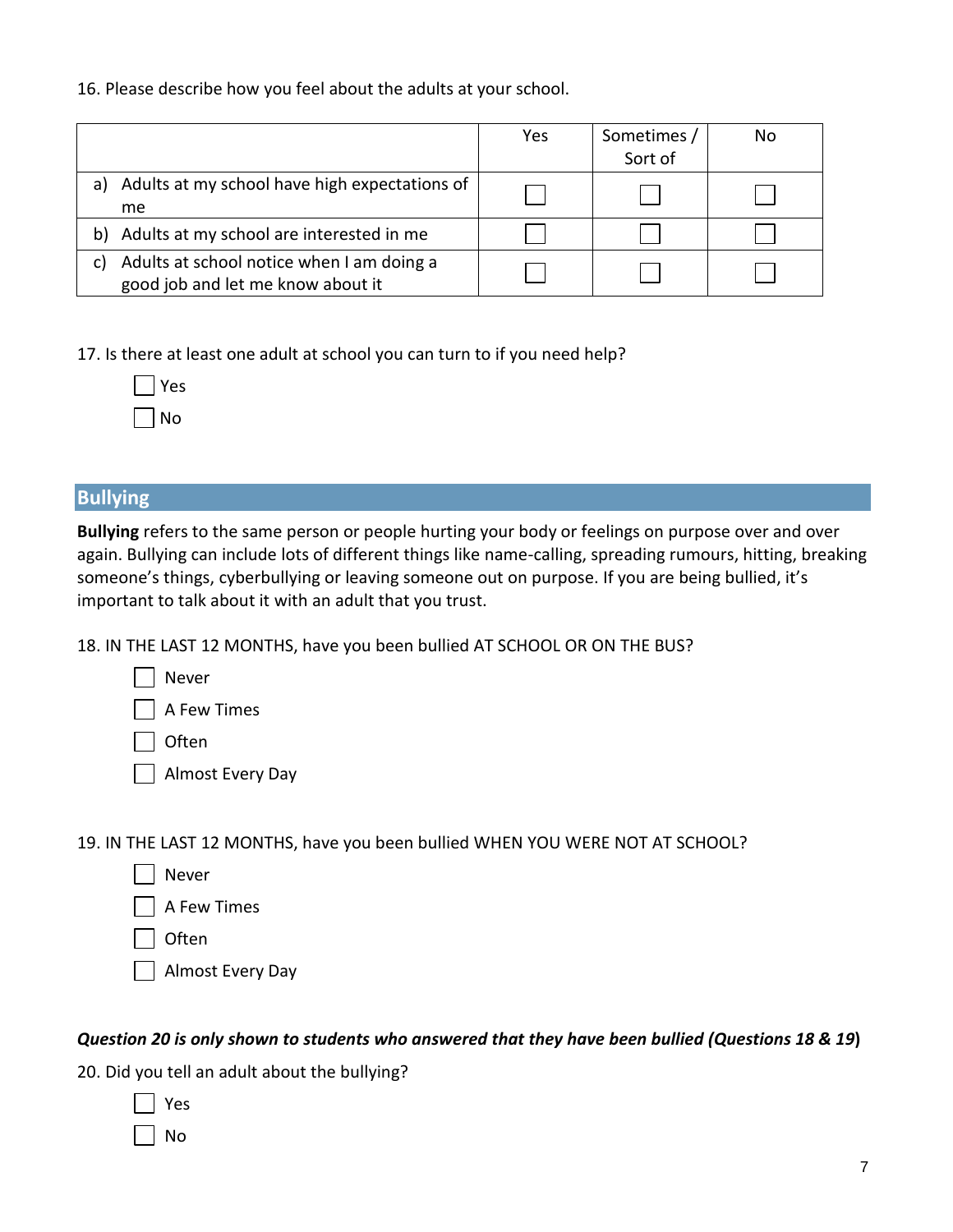16. Please describe how you feel about the adults at your school.

| | Yes | Sometimes / Sort of | No |
|---|---|---|---|
| a) Adults at my school have high expectations of me | ☐ | ☐ | ☐ |
| b) Adults at my school are interested in me | ☐ | ☐ | ☐ |
| c) Adults at school notice when I am doing a good job and let me know about it | ☐ | ☐ | ☐ |

17. Is there at least one adult at school you can turn to if you need help?

☐ Yes
☐ No

## Bullying

**Bullying** refers to the same person or people hurting your body or feelings on purpose over and over again. Bullying can include lots of different things like name-calling, spreading rumours, hitting, breaking someone's things, cyberbullying or leaving someone out on purpose. If you are being bullied, it's important to talk about it with an adult that you trust.

18. IN THE LAST 12 MONTHS, have you been bullied AT SCHOOL OR ON THE BUS?

☐ Never
☐ A Few Times
☐ Often
☐ Almost Every Day

19. IN THE LAST 12 MONTHS, have you been bullied WHEN YOU WERE NOT AT SCHOOL?

☐ Never
☐ A Few Times
☐ Often
☐ Almost Every Day

***Question 20 is only shown to students who answered that they have been bullied (Questions 18 & 19)***

20. Did you tell an adult about the bullying?

☐ Yes
☐ No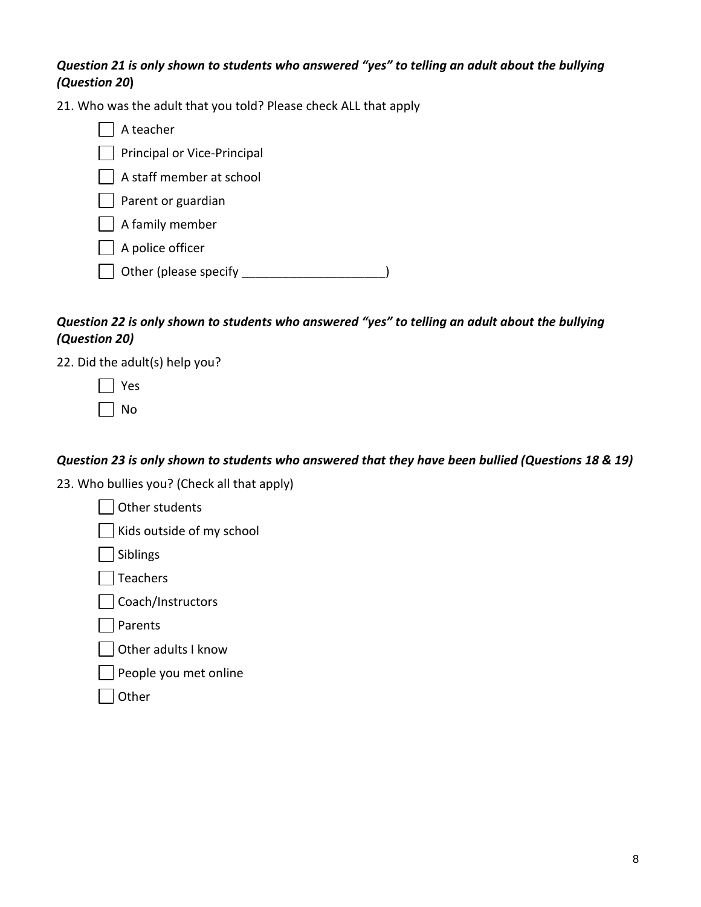***Question 21 is only shown to students who answered "yes" to telling an adult about the bullying (Question 20)***

21. Who was the adult that you told? Please check ALL that apply

- [ ] A teacher
- [ ] Principal or Vice-Principal
- [ ] A staff member at school
- [ ] Parent or guardian
- [ ] A family member
- [ ] A police officer
- [ ] Other (please specify ____________________)

***Question 22 is only shown to students who answered "yes" to telling an adult about the bullying (Question 20)***

22. Did the adult(s) help you?

- [ ] Yes
- [ ] No

***Question 23 is only shown to students who answered that they have been bullied (Questions 18 & 19)***

23. Who bullies you? (Check all that apply)

- [ ] Other students
- [ ] Kids outside of my school
- [ ] Siblings
- [ ] Teachers
- [ ] Coach/Instructors
- [ ] Parents
- [ ] Other adults I know
- [ ] People you met online
- [ ] Other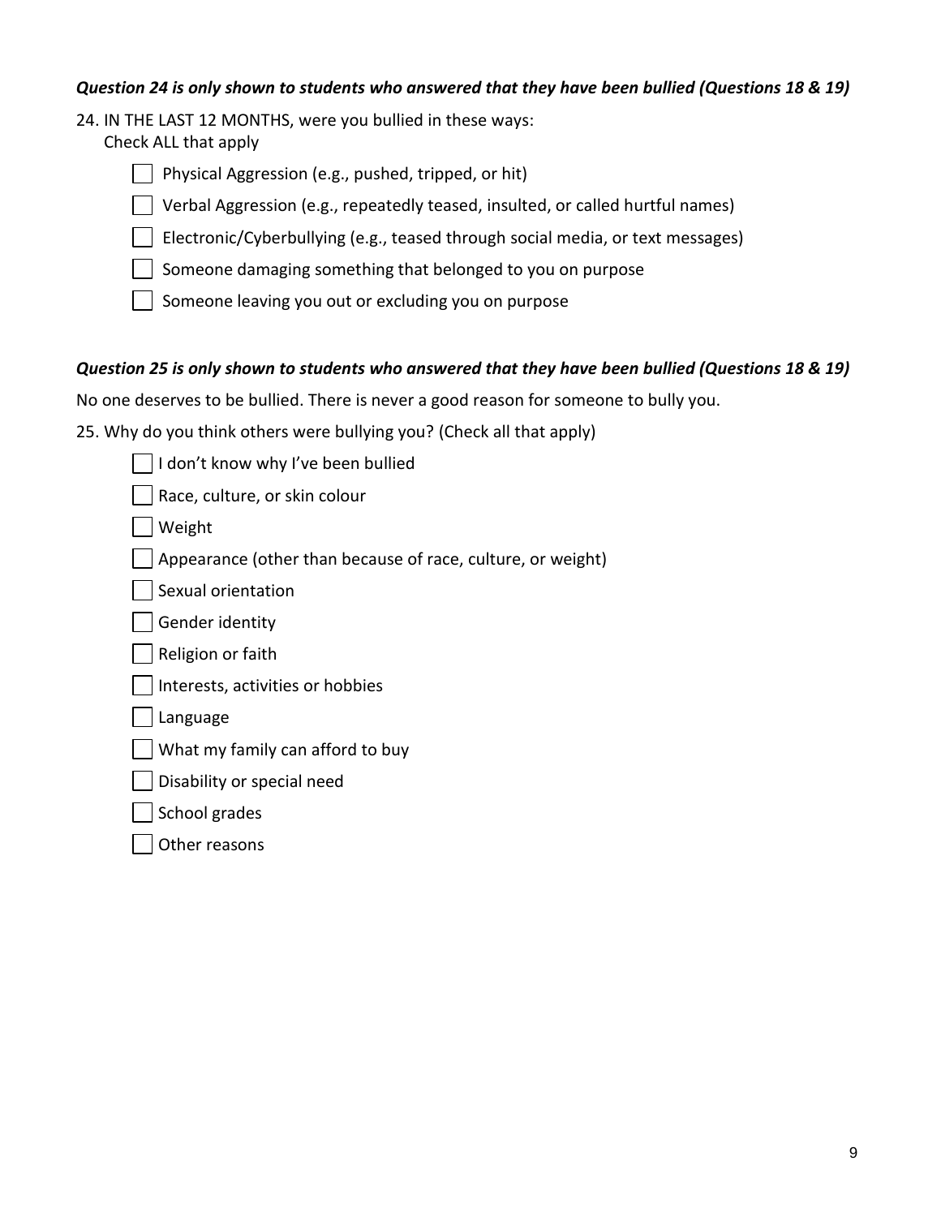***Question 24 is only shown to students who answered that they have been bullied (Questions 18 & 19)***

24. IN THE LAST 12 MONTHS, were you bullied in these ways:
Check ALL that apply

- [ ] Physical Aggression (e.g., pushed, tripped, or hit)
- [ ] Verbal Aggression (e.g., repeatedly teased, insulted, or called hurtful names)
- [ ] Electronic/Cyberbullying (e.g., teased through social media, or text messages)
- [ ] Someone damaging something that belonged to you on purpose
- [ ] Someone leaving you out or excluding you on purpose

***Question 25 is only shown to students who answered that they have been bullied (Questions 18 & 19)***

No one deserves to be bullied. There is never a good reason for someone to bully you.

25. Why do you think others were bullying you? (Check all that apply)

- [ ] I don't know why I've been bullied
- [ ] Race, culture, or skin colour
- [ ] Weight
- [ ] Appearance (other than because of race, culture, or weight)
- [ ] Sexual orientation
- [ ] Gender identity
- [ ] Religion or faith
- [ ] Interests, activities or hobbies
- [ ] Language
- [ ] What my family can afford to buy
- [ ] Disability or special need
- [ ] School grades
- [ ] Other reasons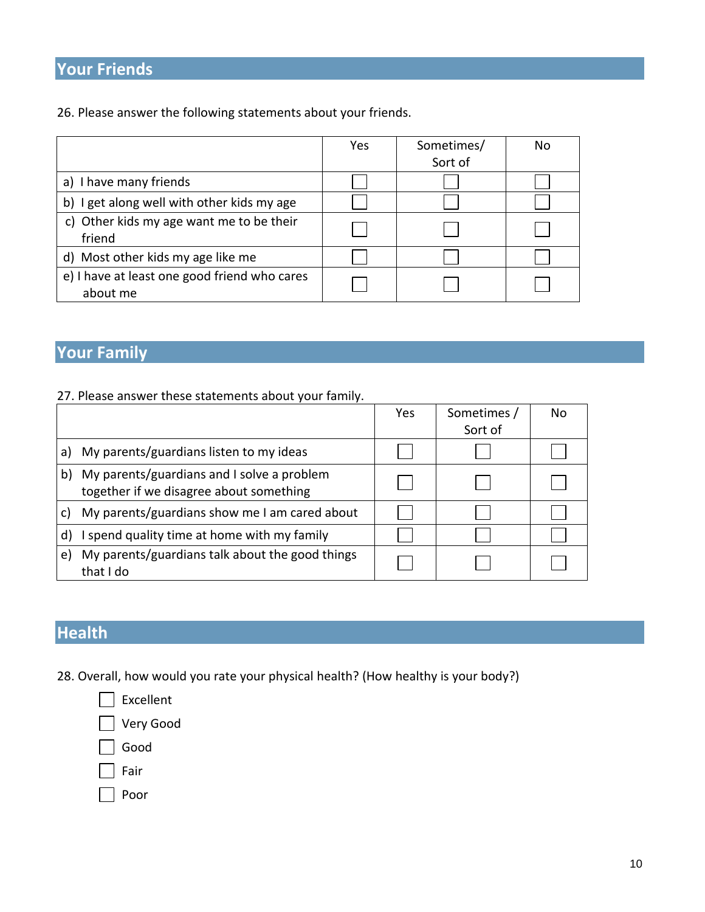## Your Friends

26. Please answer the following statements about your friends.

| | Yes | Sometimes/ Sort of | No |
|---|---|---|---|
| a) I have many friends | ☐ | ☐ | ☐ |
| b) I get along well with other kids my age | ☐ | ☐ | ☐ |
| c) Other kids my age want me to be their friend | ☐ | ☐ | ☐ |
| d) Most other kids my age like me | ☐ | ☐ | ☐ |
| e) I have at least one good friend who cares about me | ☐ | ☐ | ☐ |

## Your Family

27. Please answer these statements about your family.

| | Yes | Sometimes / Sort of | No |
|---|---|---|---|
| a) My parents/guardians listen to my ideas | ☐ | ☐ | ☐ |
| b) My parents/guardians and I solve a problem together if we disagree about something | ☐ | ☐ | ☐ |
| c) My parents/guardians show me I am cared about | ☐ | ☐ | ☐ |
| d) I spend quality time at home with my family | ☐ | ☐ | ☐ |
| e) My parents/guardians talk about the good things that I do | ☐ | ☐ | ☐ |

## Health

28. Overall, how would you rate your physical health? (How healthy is your body?)

- ☐ Excellent
- ☐ Very Good
- ☐ Good
- ☐ Fair
- ☐ Poor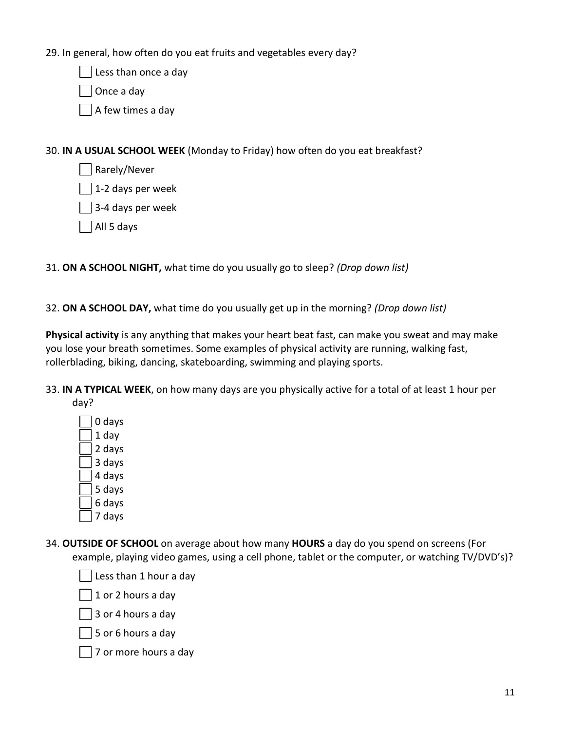29. In general, how often do you eat fruits and vegetables every day?

- [ ] Less than once a day
- [ ] Once a day
- [ ] A few times a day

30. **IN A USUAL SCHOOL WEEK** (Monday to Friday) how often do you eat breakfast?

- [ ] Rarely/Never
- [ ] 1-2 days per week
- [ ] 3-4 days per week
- [ ] All 5 days

31. **ON A SCHOOL NIGHT,** what time do you usually go to sleep? *(Drop down list)*

32. **ON A SCHOOL DAY,** what time do you usually get up in the morning? *(Drop down list)*

**Physical activity** is any anything that makes your heart beat fast, can make you sweat and may make you lose your breath sometimes. Some examples of physical activity are running, walking fast, rollerblading, biking, dancing, skateboarding, swimming and playing sports.

33. **IN A TYPICAL WEEK**, on how many days are you physically active for a total of at least 1 hour per day?

- [ ] 0 days
- [ ] 1 day
- [ ] 2 days
- [ ] 3 days
- [ ] 4 days
- [ ] 5 days
- [ ] 6 days
- [ ] 7 days

34. **OUTSIDE OF SCHOOL** on average about how many **HOURS** a day do you spend on screens (For example, playing video games, using a cell phone, tablet or the computer, or watching TV/DVD's)?

- [ ] Less than 1 hour a day
- [ ] 1 or 2 hours a day
- [ ] 3 or 4 hours a day
- [ ] 5 or 6 hours a day
- [ ] 7 or more hours a day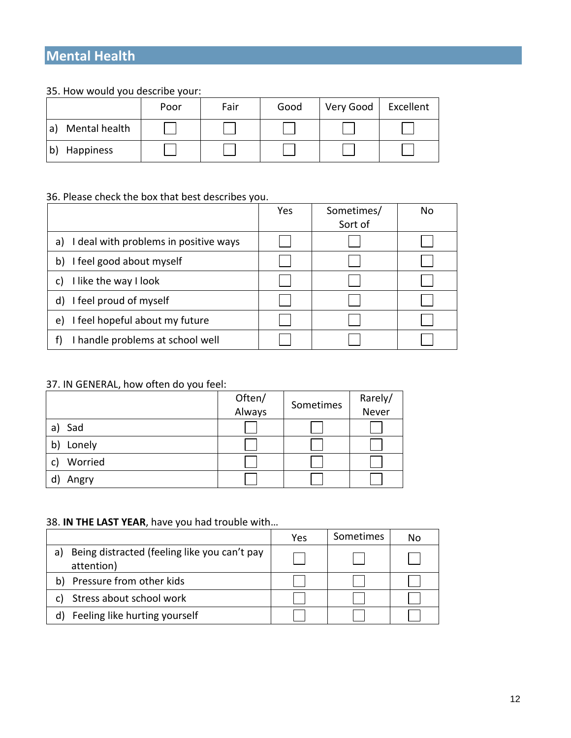## Mental Health

35. How would you describe your:

| | Poor | Fair | Good | Very Good | Excellent |
|---|---|---|---|---|---|
| a) Mental health | ☐ | ☐ | ☐ | ☐ | ☐ |
| b) Happiness | ☐ | ☐ | ☐ | ☐ | ☐ |

36. Please check the box that best describes you.

| | Yes | Sometimes/ Sort of | No |
|---|---|---|---|
| a) I deal with problems in positive ways | ☐ | ☐ | ☐ |
| b) I feel good about myself | ☐ | ☐ | ☐ |
| c) I like the way I look | ☐ | ☐ | ☐ |
| d) I feel proud of myself | ☐ | ☐ | ☐ |
| e) I feel hopeful about my future | ☐ | ☐ | ☐ |
| f) I handle problems at school well | ☐ | ☐ | ☐ |

37. IN GENERAL, how often do you feel:

| | Often/ Always | Sometimes | Rarely/ Never |
|---|---|---|---|
| a) Sad | ☐ | ☐ | ☐ |
| b) Lonely | ☐ | ☐ | ☐ |
| c) Worried | ☐ | ☐ | ☐ |
| d) Angry | ☐ | ☐ | ☐ |

38. **IN THE LAST YEAR**, have you had trouble with…

| | Yes | Sometimes | No |
|---|---|---|---|
| a) Being distracted (feeling like you can't pay attention) | ☐ | ☐ | ☐ |
| b) Pressure from other kids | ☐ | ☐ | ☐ |
| c) Stress about school work | ☐ | ☐ | ☐ |
| d) Feeling like hurting yourself | ☐ | ☐ | ☐ |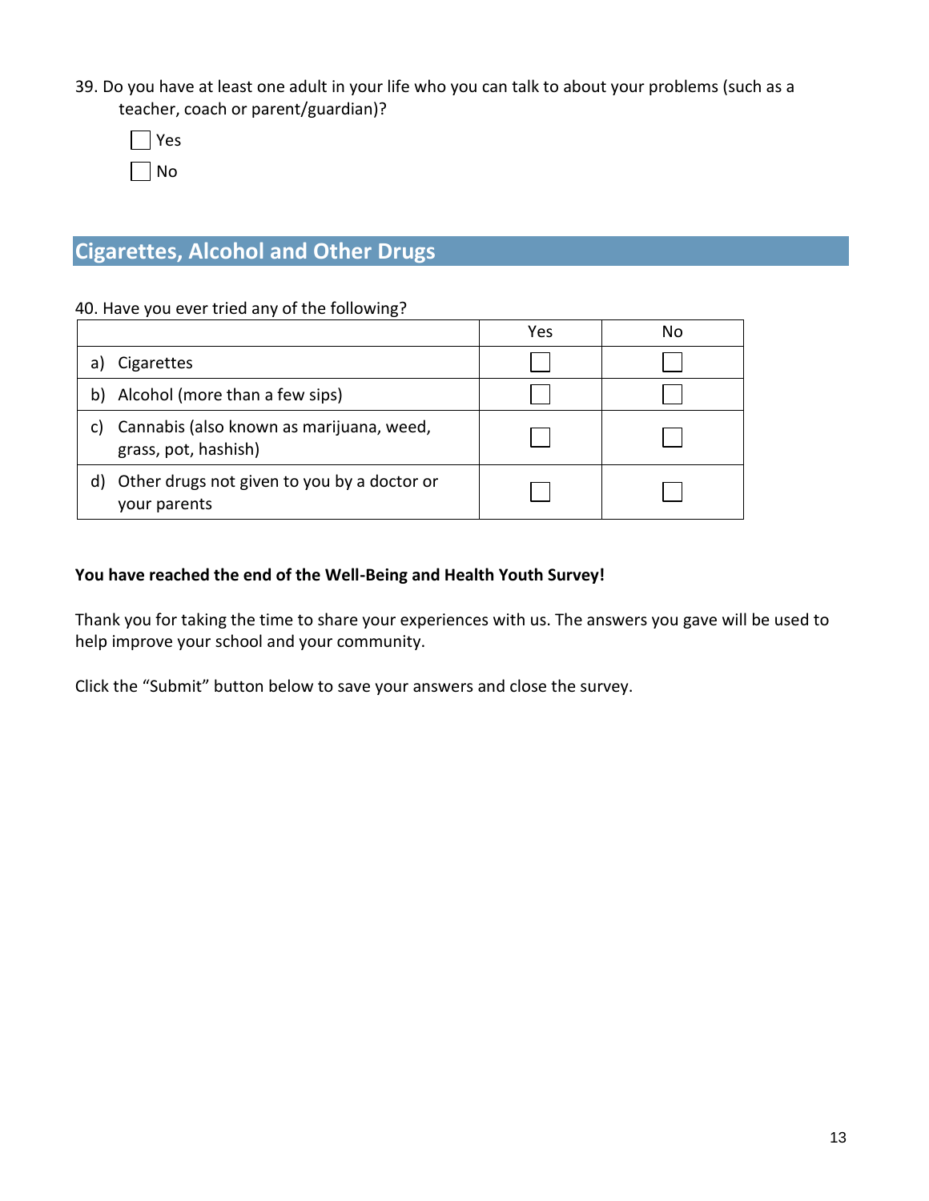39. Do you have at least one adult in your life who you can talk to about your problems (such as a teacher, coach or parent/guardian)?

☐ Yes

☐ No

## Cigarettes, Alcohol and Other Drugs

40. Have you ever tried any of the following?

| | Yes | No |
|---|---|---|
| a) Cigarettes | ☐ | ☐ |
| b) Alcohol (more than a few sips) | ☐ | ☐ |
| c) Cannabis (also known as marijuana, weed, grass, pot, hashish) | ☐ | ☐ |
| d) Other drugs not given to you by a doctor or your parents | ☐ | ☐ |

**You have reached the end of the Well-Being and Health Youth Survey!**

Thank you for taking the time to share your experiences with us. The answers you gave will be used to help improve your school and your community.

Click the “Submit” button below to save your answers and close the survey.